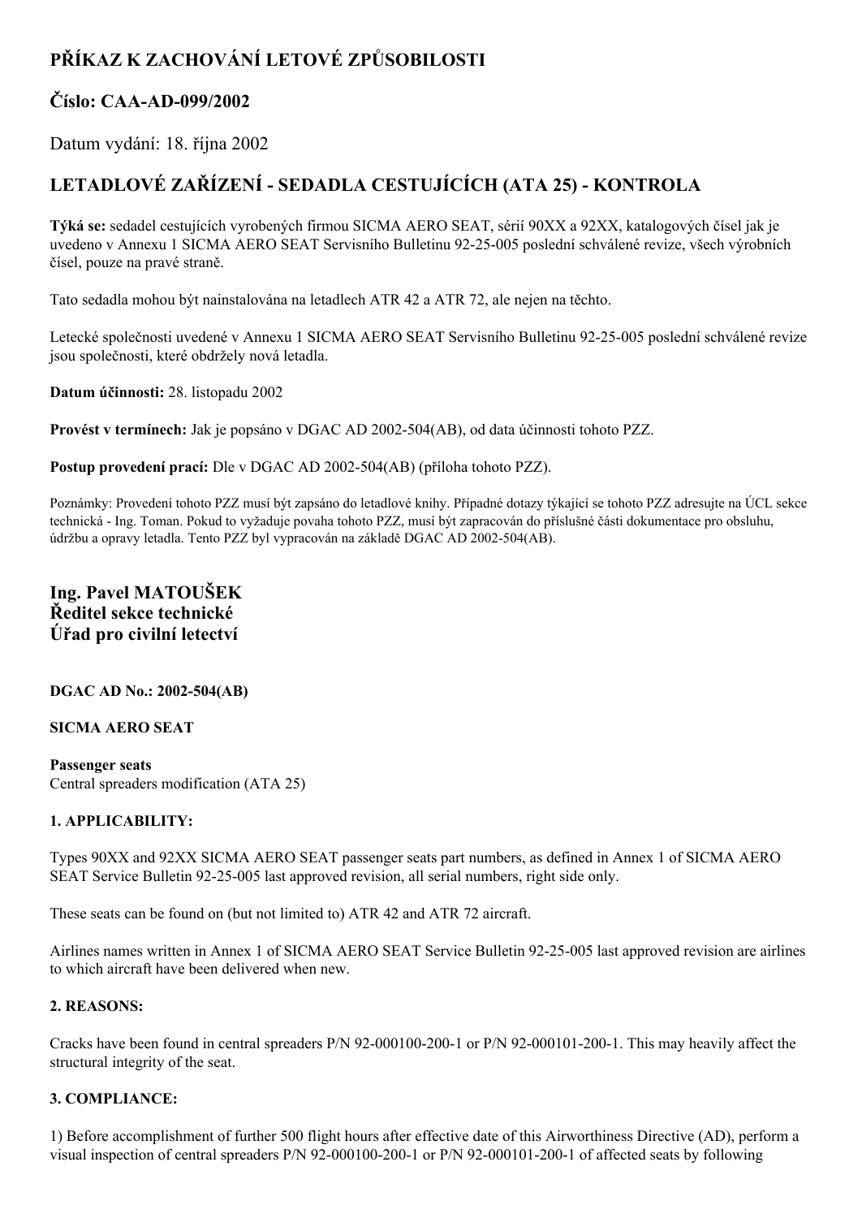# PŘÍKAZ K ZACHOVÁNÍ LETOVÉ ZPŮSOBILOSTI

## Číslo: CAA-AD-099/2002

Datum vydání: 18. října 2002

## LETADLOVÉ ZAŘÍZENÍ - SEDADLA CESTUJÍCÍCH (ATA 25) - KONTROLA

**Týká se:** sedadel cestujících vyrobených firmou SICMA AERO SEAT, sérií 90XX a 92XX, katalogových čísel jak je uvedeno v Annexu 1 SICMA AERO SEAT Servisního Bulletinu 92-25-005 poslední schválené revize, všech výrobních čísel, pouze na pravé straně.

Tato sedadla mohou být nainstalována na letadlech ATR 42 a ATR 72, ale nejen na těchto.

Letecké společnosti uvedené v Annexu 1 SICMA AERO SEAT Servisního Bulletinu 92-25-005 poslední schválené revize jsou společnosti, které obdržely nová letadla.

**Datum účinnosti:** 28. listopadu 2002

**Provést v termínech:** Jak je popsáno v DGAC AD 2002-504(AB), od data účinnosti tohoto PZZ.

**Postup provedení prací:** Dle v DGAC AD 2002-504(AB) (příloha tohoto PZZ).

Poznámky: Provedení tohoto PZZ musí být zapsáno do letadlové knihy. Případné dotazy týkající se tohoto PZZ adresujte na ÚCL sekce technická - Ing. Toman. Pokud to vyžaduje povaha tohoto PZZ, musí být zapracován do příslušné části dokumentace pro obsluhu, údržbu a opravy letadla. Tento PZZ byl vypracován na základě DGAC AD 2002-504(AB).

**Ing. Pavel MATOUŠEK**
**Ředitel sekce technické**
**Úřad pro civilní letectví**

**DGAC AD No.: 2002-504(AB)**

**SICMA AERO SEAT**

**Passenger seats**
Central spreaders modification (ATA 25)

**1. APPLICABILITY:**

Types 90XX and 92XX SICMA AERO SEAT passenger seats part numbers, as defined in Annex 1 of SICMA AERO SEAT Service Bulletin 92-25-005 last approved revision, all serial numbers, right side only.

These seats can be found on (but not limited to) ATR 42 and ATR 72 aircraft.

Airlines names written in Annex 1 of SICMA AERO SEAT Service Bulletin 92-25-005 last approved revision are airlines to which aircraft have been delivered when new.

**2. REASONS:**

Cracks have been found in central spreaders P/N 92-000100-200-1 or P/N 92-000101-200-1. This may heavily affect the structural integrity of the seat.

**3. COMPLIANCE:**

1) Before accomplishment of further 500 flight hours after effective date of this Airworthiness Directive (AD), perform a visual inspection of central spreaders P/N 92-000100-200-1 or P/N 92-000101-200-1 of affected seats by following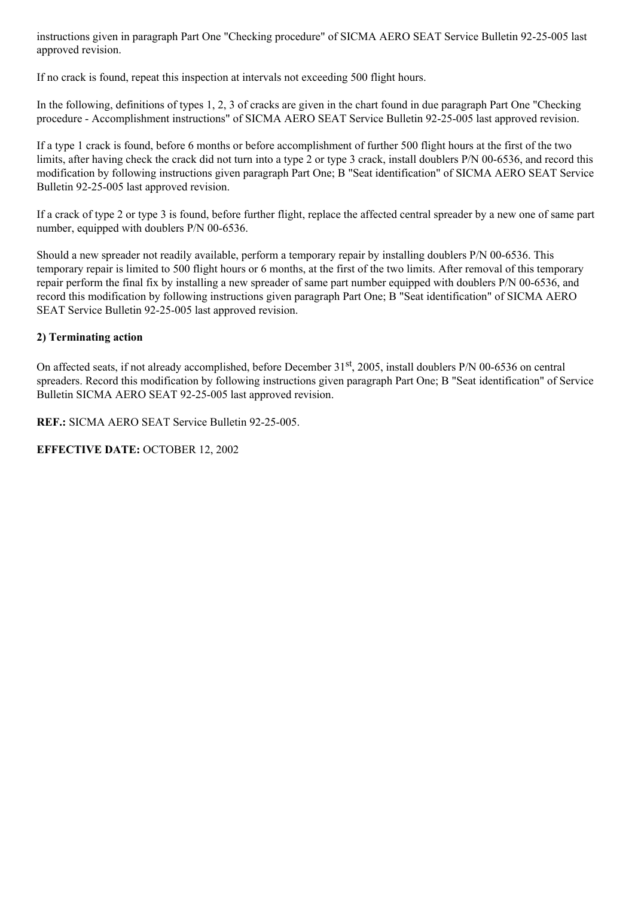instructions given in paragraph Part One "Checking procedure" of SICMA AERO SEAT Service Bulletin 92-25-005 last approved revision.

If no crack is found, repeat this inspection at intervals not exceeding 500 flight hours.

In the following, definitions of types 1, 2, 3 of cracks are given in the chart found in due paragraph Part One "Checking procedure - Accomplishment instructions" of SICMA AERO SEAT Service Bulletin 92-25-005 last approved revision.

If a type 1 crack is found, before 6 months or before accomplishment of further 500 flight hours at the first of the two limits, after having check the crack did not turn into a type 2 or type 3 crack, install doublers P/N 00-6536, and record this modification by following instructions given paragraph Part One; B "Seat identification" of SICMA AERO SEAT Service Bulletin 92-25-005 last approved revision.

If a crack of type 2 or type 3 is found, before further flight, replace the affected central spreader by a new one of same part number, equipped with doublers P/N 00-6536.

Should a new spreader not readily available, perform a temporary repair by installing doublers P/N 00-6536. This temporary repair is limited to 500 flight hours or 6 months, at the first of the two limits. After removal of this temporary repair perform the final fix by installing a new spreader of same part number equipped with doublers P/N 00-6536, and record this modification by following instructions given paragraph Part One; B "Seat identification" of SICMA AERO SEAT Service Bulletin 92-25-005 last approved revision.

**2) Terminating action**

On affected seats, if not already accomplished, before December 31st, 2005, install doublers P/N 00-6536 on central spreaders. Record this modification by following instructions given paragraph Part One; B "Seat identification" of Service Bulletin SICMA AERO SEAT 92-25-005 last approved revision.

**REF.:** SICMA AERO SEAT Service Bulletin 92-25-005.

**EFFECTIVE DATE:** OCTOBER 12, 2002